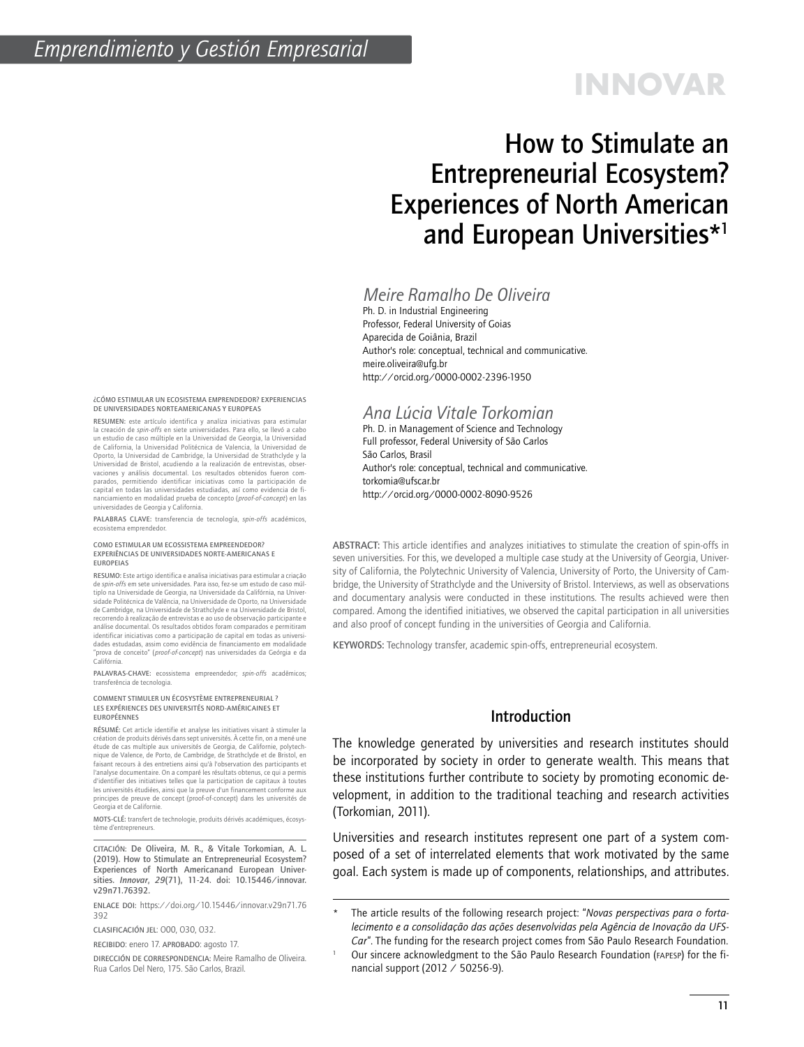# How to Stimulate an Entrepreneurial Ecosystem? Experiences of North American and European Universities*[1]

*Meire Ramalho De Oliveira*
Ph. D. in Industrial Engineering
Professor, Federal University of Goias
Aparecida de Goiânia, Brazil
Author's role: conceptual, technical and communicative.
meire.oliveira@ufg.br
http://orcid.org/0000-0002-2396-1950

*Ana Lúcia Vitale Torkomian*
Ph. D. in Management of Science and Technology
Full professor, Federal University of São Carlos
São Carlos, Brasil
Author's role: conceptual, technical and communicative.
torkomia@ufscar.br
http://orcid.org/0000-0002-8090-9526

**ABSTRACT:** This article identifies and analyzes initiatives to stimulate the creation of spin-offs in seven universities. For this, we developed a multiple case study at the University of Georgia, University of California, the Polytechnic University of Valencia, University of Porto, the University of Cambridge, the University of Strathclyde and the University of Bristol. Interviews, as well as observations and documentary analysis were conducted in these institutions. The results achieved were then compared. Among the identified initiatives, we observed the capital participation in all universities and also proof of concept funding in the universities of Georgia and California.

**KEYWORDS:** Technology transfer, academic spin-offs, entrepreneurial ecosystem.

¿CÓMO ESTIMULAR UN ECOSISTEMA EMPRENDEDOR? EXPERIENCIAS DE UNIVERSIDADES NORTEAMERICANAS Y EUROPEAS

**RESUMEN:** este artículo identifica y analiza iniciativas para estimular la creación de *spin-offs* en siete universidades. Para ello, se llevó a cabo un estudio de caso múltiple en la Universidad de Georgia, la Universidad de California, la Universidad Politécnica de Valencia, la Universidad de Oporto, la Universidad de Cambridge, la Universidad de Strathclyde y la Universidad de Bristol, acudiendo a la realización de entrevistas, observaciones y análisis documental. Los resultados obtenidos fueron comparados, permitiendo identificar iniciativas como la participación de capital en todas las universidades estudiadas, así como evidencia de financiamiento en modalidad prueba de concepto (*proof-of-concept*) en las universidades de Georgia y California.

**PALABRAS CLAVE:** transferencia de tecnología, *spin-offs* académicos, ecosistema emprendedor.

COMO ESTIMULAR UM ECOSSISTEMA EMPREENDEDOR? EXPERIÊNCIAS DE UNIVERSIDADES NORTE-AMERICANAS E EUROPEIAS

**RESUMO:** Este artigo identifica e analisa iniciativas para estimular a criação de *spin-offs* em sete universidades. Para isso, fez-se um estudo de caso múltiplo na Universidade de Georgia, na Universidade da Califórnia, na Universidade Politécnica de Valência, na Universidade de Oporto, na Universidade de Cambridge, na Universidade de Strathclyde e na Universidade de Bristol, recorrendo à realização de entrevistas e ao uso de observação participante e análise documental. Os resultados obtidos foram comparados e permitiram identificar iniciativas como a participação de capital em todas as universidades estudadas, assim como evidência de financiamento em modalidade "prova de conceito" (*proof-of-concept*) nas universidades da Geórgia e da Califórnia.

**PALAVRAS-CHAVE:** ecossistema empreendedor; *spin-offs* acadêmicos; transferência de tecnologia.

COMMENT STIMULER UN ÉCOSYSTÈME ENTREPRENEURIAL ? LES EXPÉRIENCES DES UNIVERSITÉS NORD-AMÉRICAINES ET EUROPÉENNES

**RÉSUMÉ:** Cet article identifie et analyse les initiatives visant à stimuler la création de produits dérivés dans sept universités. À cette fin, on a mené une étude de cas multiple aux universités de Georgia, de Californie, polytechnique de Valence, de Porto, de Cambridge, de Strathclyde et de Bristol, en faisant recours à des entretiens ainsi qu'à l'observation des participants et l'analyse documentaire. On a comparé les résultats obtenus, ce qui a permis d'identifier des initiatives telles que la participation de capitaux à toutes les universités étudiées, ainsi que la preuve d'un financement conforme aux principes de preuve de concept (proof-of-concept) dans les universités de Georgia et de Californie.

**MOTS-CLÉ:** transfert de technologie, produits dérivés académiques, écosystème d'entrepreneurs.

**CITACIÓN:** De Oliveira, M. R., & Vitale Torkomian, A. L. (2019). How to Stimulate an Entrepreneurial Ecosystem? Experiences of North Americanand European Universities. *Innovar, 29*(71), 11-24. doi: 10.15446/innovar.v29n71.76392.

**ENLACE DOI:** https://doi.org/10.15446/innovar.v29n71.76392

**CLASIFICACIÓN JEL:** O00, O30, O32.

**RECIBIDO:** enero 17. **APROBADO:** agosto 17.

**DIRECCIÓN DE CORRESPONDENCIA:** Meire Ramalho de Oliveira. Rua Carlos Del Nero, 175. São Carlos, Brazil.

## Introduction

The knowledge generated by universities and research institutes should be incorporated by society in order to generate wealth. This means that these institutions further contribute to society by promoting economic development, in addition to the traditional teaching and research activities (Torkomian, 2011).

Universities and research institutes represent one part of a system composed of a set of interrelated elements that work motivated by the same goal. Each system is made up of components, relationships, and attributes.

---

\* The article results of the following research project: "*Novas perspectivas para o fortalecimento e a consolidação das ações desenvolvidas pela Agência de Inovação da UFSCar*". The funding for the research project comes from São Paulo Research Foundation.

[1] Our sincere acknowledgment to the São Paulo Research Foundation (FAPESP) for the financial support (2012 / 50256-9).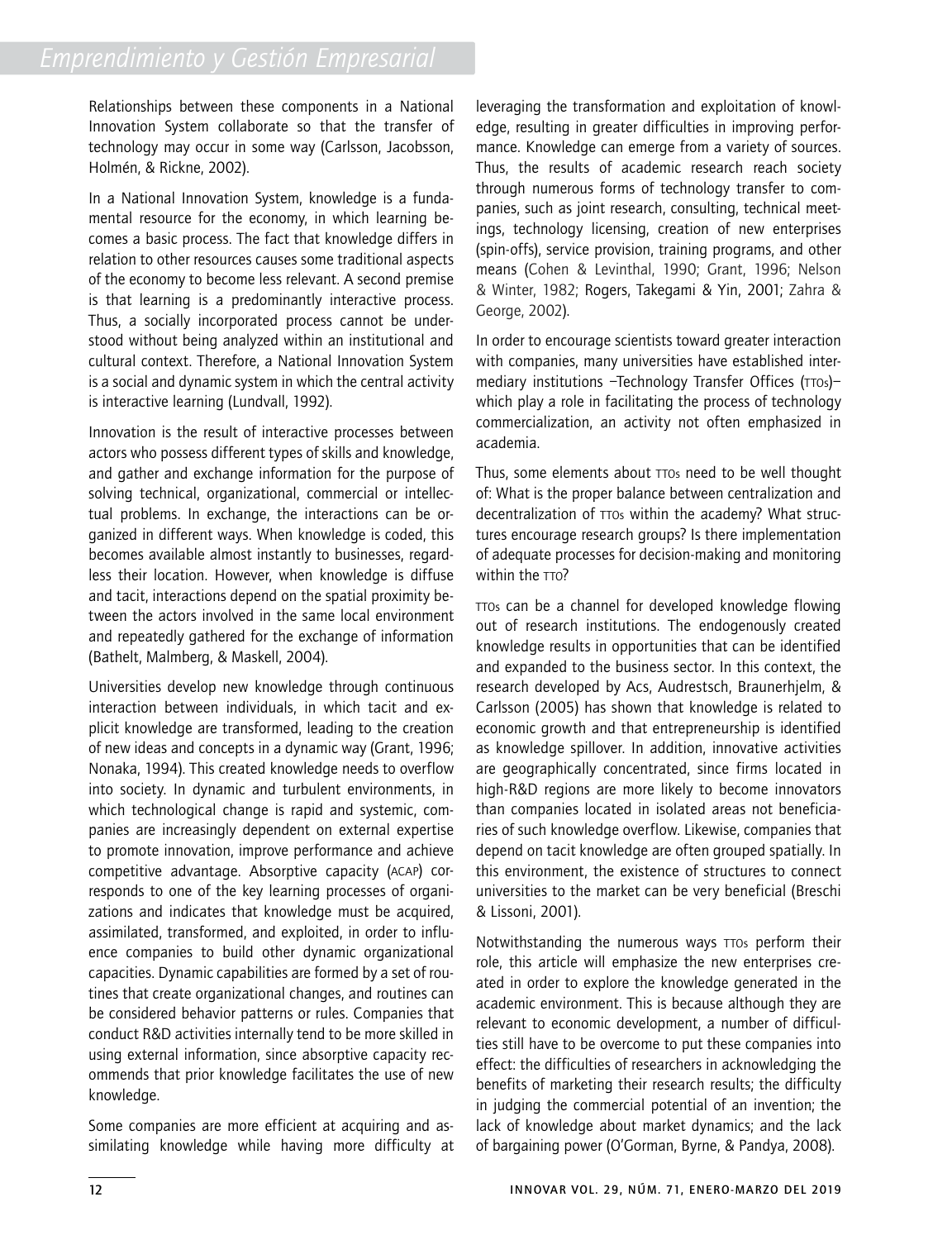Relationships between these components in a National Innovation System collaborate so that the transfer of technology may occur in some way (Carlsson, Jacobsson, Holmén, & Rickne, 2002).

In a National Innovation System, knowledge is a fundamental resource for the economy, in which learning becomes a basic process. The fact that knowledge differs in relation to other resources causes some traditional aspects of the economy to become less relevant. A second premise is that learning is a predominantly interactive process. Thus, a socially incorporated process cannot be understood without being analyzed within an institutional and cultural context. Therefore, a National Innovation System is a social and dynamic system in which the central activity is interactive learning (Lundvall, 1992).

Innovation is the result of interactive processes between actors who possess different types of skills and knowledge, and gather and exchange information for the purpose of solving technical, organizational, commercial or intellectual problems. In exchange, the interactions can be organized in different ways. When knowledge is coded, this becomes available almost instantly to businesses, regardless their location. However, when knowledge is diffuse and tacit, interactions depend on the spatial proximity between the actors involved in the same local environment and repeatedly gathered for the exchange of information (Bathelt, Malmberg, & Maskell, 2004).

Universities develop new knowledge through continuous interaction between individuals, in which tacit and explicit knowledge are transformed, leading to the creation of new ideas and concepts in a dynamic way (Grant, 1996; Nonaka, 1994). This created knowledge needs to overflow into society. In dynamic and turbulent environments, in which technological change is rapid and systemic, companies are increasingly dependent on external expertise to promote innovation, improve performance and achieve competitive advantage. Absorptive capacity (ACAP) corresponds to one of the key learning processes of organizations and indicates that knowledge must be acquired, assimilated, transformed, and exploited, in order to influence companies to build other dynamic organizational capacities. Dynamic capabilities are formed by a set of routines that create organizational changes, and routines can be considered behavior patterns or rules. Companies that conduct R&D activities internally tend to be more skilled in using external information, since absorptive capacity recommends that prior knowledge facilitates the use of new knowledge.

Some companies are more efficient at acquiring and assimilating knowledge while having more difficulty at leveraging the transformation and exploitation of knowledge, resulting in greater difficulties in improving performance. Knowledge can emerge from a variety of sources. Thus, the results of academic research reach society through numerous forms of technology transfer to companies, such as joint research, consulting, technical meetings, technology licensing, creation of new enterprises (spin-offs), service provision, training programs, and other means (Cohen & Levinthal, 1990; Grant, 1996; Nelson & Winter, 1982; Rogers, Takegami & Yin, 2001; Zahra & George, 2002).

In order to encourage scientists toward greater interaction with companies, many universities have established intermediary institutions –Technology Transfer Offices (TTOs)– which play a role in facilitating the process of technology commercialization, an activity not often emphasized in academia.

Thus, some elements about TTOs need to be well thought of: What is the proper balance between centralization and decentralization of TTOs within the academy? What structures encourage research groups? Is there implementation of adequate processes for decision-making and monitoring within the TTO?

TTOs can be a channel for developed knowledge flowing out of research institutions. The endogenously created knowledge results in opportunities that can be identified and expanded to the business sector. In this context, the research developed by Acs, Audrestsch, Braunerhjelm, & Carlsson (2005) has shown that knowledge is related to economic growth and that entrepreneurship is identified as knowledge spillover. In addition, innovative activities are geographically concentrated, since firms located in high-R&D regions are more likely to become innovators than companies located in isolated areas not beneficiaries of such knowledge overflow. Likewise, companies that depend on tacit knowledge are often grouped spatially. In this environment, the existence of structures to connect universities to the market can be very beneficial (Breschi & Lissoni, 2001).

Notwithstanding the numerous ways TTOs perform their role, this article will emphasize the new enterprises created in order to explore the knowledge generated in the academic environment. This is because although they are relevant to economic development, a number of difficulties still have to be overcome to put these companies into effect: the difficulties of researchers in acknowledging the benefits of marketing their research results; the difficulty in judging the commercial potential of an invention; the lack of knowledge about market dynamics; and the lack of bargaining power (O'Gorman, Byrne, & Pandya, 2008).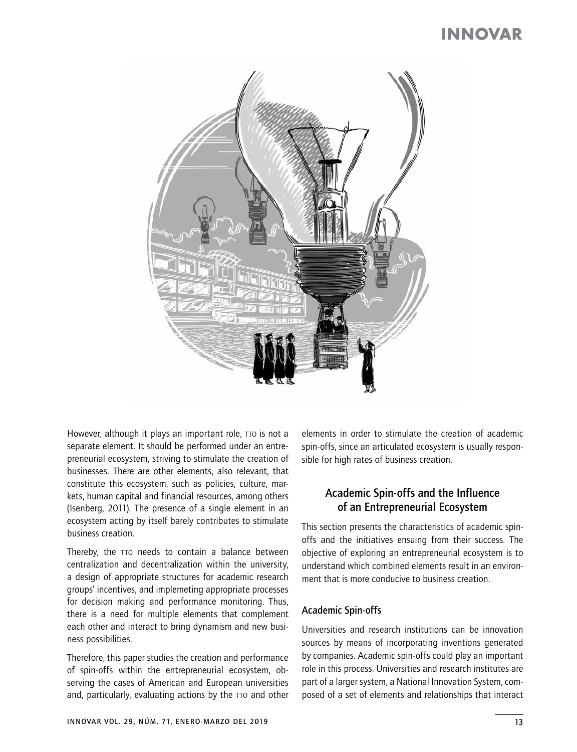However, although it plays an important role, TTO is not a separate element. It should be performed under an entrepreneurial ecosystem, striving to stimulate the creation of businesses. There are other elements, also relevant, that constitute this ecosystem, such as policies, culture, markets, human capital and financial resources, among others (Isenberg, 2011). The presence of a single element in an ecosystem acting by itself barely contributes to stimulate business creation.

Thereby, the TTO needs to contain a balance between centralization and decentralization within the university, a design of appropriate structures for academic research groups' incentives, and implemeting appropriate processes for decision making and performance monitoring. Thus, there is a need for multiple elements that complement each other and interact to bring dynamism and new business possibilities.

Therefore, this paper studies the creation and performance of spin-offs within the entrepreneurial ecosystem, observing the cases of American and European universities and, particularly, evaluating actions by the TTO and other elements in order to stimulate the creation of academic spin-offs, since an articulated ecosystem is usually responsible for high rates of business creation.

## Academic Spin-offs and the Influence of an Entrepreneurial Ecosystem

This section presents the characteristics of academic spin-offs and the initiatives ensuing from their success. The objective of exploring an entrepreneurial ecosystem is to understand which combined elements result in an environment that is more conducive to business creation.

### Academic Spin-offs

Universities and research institutions can be innovation sources by means of incorporating inventions generated by companies. Academic spin-offs could play an important role in this process. Universities and research institutes are part of a larger system, a National Innovation System, composed of a set of elements and relationships that interact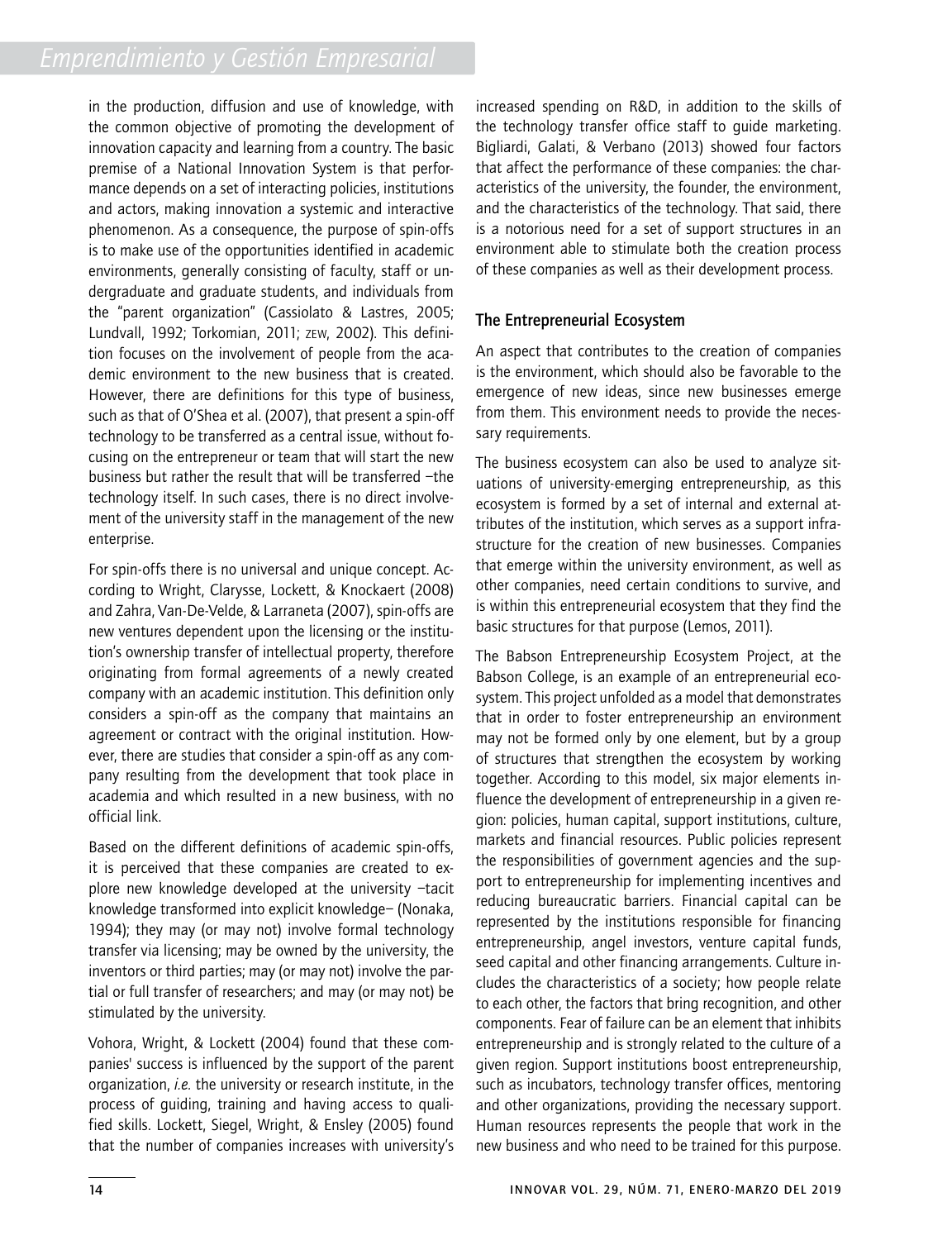in the production, diffusion and use of knowledge, with the common objective of promoting the development of innovation capacity and learning from a country. The basic premise of a National Innovation System is that performance depends on a set of interacting policies, institutions and actors, making innovation a systemic and interactive phenomenon. As a consequence, the purpose of spin-offs is to make use of the opportunities identified in academic environments, generally consisting of faculty, staff or undergraduate and graduate students, and individuals from the "parent organization" (Cassiolato & Lastres, 2005; Lundvall, 1992; Torkomian, 2011; ZEW, 2002). This definition focuses on the involvement of people from the academic environment to the new business that is created. However, there are definitions for this type of business, such as that of O'Shea et al. (2007), that present a spin-off technology to be transferred as a central issue, without focusing on the entrepreneur or team that will start the new business but rather the result that will be transferred –the technology itself. In such cases, there is no direct involvement of the university staff in the management of the new enterprise.

For spin-offs there is no universal and unique concept. According to Wright, Clarysse, Lockett, & Knockaert (2008) and Zahra, Van-De-Velde, & Larraneta (2007), spin-offs are new ventures dependent upon the licensing or the institution's ownership transfer of intellectual property, therefore originating from formal agreements of a newly created company with an academic institution. This definition only considers a spin-off as the company that maintains an agreement or contract with the original institution. However, there are studies that consider a spin-off as any company resulting from the development that took place in academia and which resulted in a new business, with no official link.

Based on the different definitions of academic spin-offs, it is perceived that these companies are created to explore new knowledge developed at the university –tacit knowledge transformed into explicit knowledge– (Nonaka, 1994); they may (or may not) involve formal technology transfer via licensing; may be owned by the university, the inventors or third parties; may (or may not) involve the partial or full transfer of researchers; and may (or may not) be stimulated by the university.

Vohora, Wright, & Lockett (2004) found that these companies' success is influenced by the support of the parent organization, *i.e.* the university or research institute, in the process of guiding, training and having access to qualified skills. Lockett, Siegel, Wright, & Ensley (2005) found that the number of companies increases with university's increased spending on R&D, in addition to the skills of the technology transfer office staff to guide marketing. Bigliardi, Galati, & Verbano (2013) showed four factors that affect the performance of these companies: the characteristics of the university, the founder, the environment, and the characteristics of the technology. That said, there is a notorious need for a set of support structures in an environment able to stimulate both the creation process of these companies as well as their development process.

## The Entrepreneurial Ecosystem

An aspect that contributes to the creation of companies is the environment, which should also be favorable to the emergence of new ideas, since new businesses emerge from them. This environment needs to provide the necessary requirements.

The business ecosystem can also be used to analyze situations of university-emerging entrepreneurship, as this ecosystem is formed by a set of internal and external attributes of the institution, which serves as a support infrastructure for the creation of new businesses. Companies that emerge within the university environment, as well as other companies, need certain conditions to survive, and is within this entrepreneurial ecosystem that they find the basic structures for that purpose (Lemos, 2011).

The Babson Entrepreneurship Ecosystem Project, at the Babson College, is an example of an entrepreneurial ecosystem. This project unfolded as a model that demonstrates that in order to foster entrepreneurship an environment may not be formed only by one element, but by a group of structures that strengthen the ecosystem by working together. According to this model, six major elements influence the development of entrepreneurship in a given region: policies, human capital, support institutions, culture, markets and financial resources. Public policies represent the responsibilities of government agencies and the support to entrepreneurship for implementing incentives and reducing bureaucratic barriers. Financial capital can be represented by the institutions responsible for financing entrepreneurship, angel investors, venture capital funds, seed capital and other financing arrangements. Culture includes the characteristics of a society; how people relate to each other, the factors that bring recognition, and other components. Fear of failure can be an element that inhibits entrepreneurship and is strongly related to the culture of a given region. Support institutions boost entrepreneurship, such as incubators, technology transfer offices, mentoring and other organizations, providing the necessary support. Human resources represents the people that work in the new business and who need to be trained for this purpose.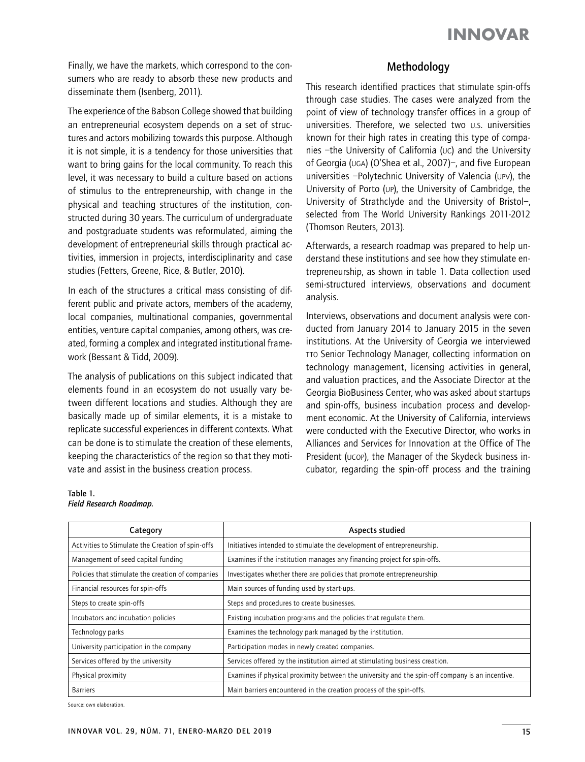Finally, we have the markets, which correspond to the consumers who are ready to absorb these new products and disseminate them (Isenberg, 2011).

The experience of the Babson College showed that building an entrepreneurial ecosystem depends on a set of structures and actors mobilizing towards this purpose. Although it is not simple, it is a tendency for those universities that want to bring gains for the local community. To reach this level, it was necessary to build a culture based on actions of stimulus to the entrepreneurship, with change in the physical and teaching structures of the institution, constructed during 30 years. The curriculum of undergraduate and postgraduate students was reformulated, aiming the development of entrepreneurial skills through practical activities, immersion in projects, interdisciplinarity and case studies (Fetters, Greene, Rice, & Butler, 2010).

In each of the structures a critical mass consisting of different public and private actors, members of the academy, local companies, multinational companies, governmental entities, venture capital companies, among others, was created, forming a complex and integrated institutional framework (Bessant & Tidd, 2009).

The analysis of publications on this subject indicated that elements found in an ecosystem do not usually vary between different locations and studies. Although they are basically made up of similar elements, it is a mistake to replicate successful experiences in different contexts. What can be done is to stimulate the creation of these elements, keeping the characteristics of the region so that they motivate and assist in the business creation process.

## Methodology

This research identified practices that stimulate spin-offs through case studies. The cases were analyzed from the point of view of technology transfer offices in a group of universities. Therefore, we selected two U.S. universities known for their high rates in creating this type of companies –the University of California (UC) and the University of Georgia (UGA) (O'Shea et al., 2007)–, and five European universities –Polytechnic University of Valencia (UPV), the University of Porto (UP), the University of Cambridge, the University of Strathclyde and the University of Bristol–, selected from The World University Rankings 2011-2012 (Thomson Reuters, 2013).

Afterwards, a research roadmap was prepared to help understand these institutions and see how they stimulate entrepreneurship, as shown in table 1. Data collection used semi-structured interviews, observations and document analysis.

Interviews, observations and document analysis were conducted from January 2014 to January 2015 in the seven institutions. At the University of Georgia we interviewed TTO Senior Technology Manager, collecting information on technology management, licensing activities in general, and valuation practices, and the Associate Director at the Georgia BioBusiness Center, who was asked about startups and spin-offs, business incubation process and development economic. At the University of California, interviews were conducted with the Executive Director, who works in Alliances and Services for Innovation at the Office of The President (UCOP), the Manager of the Skydeck business incubator, regarding the spin-off process and the training

Table 1.
*Field Research Roadmap.*

| Category | Aspects studied |
|---|---|
| Activities to Stimulate the Creation of spin-offs | Initiatives intended to stimulate the development of entrepreneurship. |
| Management of seed capital funding | Examines if the institution manages any financing project for spin-offs. |
| Policies that stimulate the creation of companies | Investigates whether there are policies that promote entrepreneurship. |
| Financial resources for spin-offs | Main sources of funding used by start-ups. |
| Steps to create spin-offs | Steps and procedures to create businesses. |
| Incubators and incubation policies | Existing incubation programs and the policies that regulate them. |
| Technology parks | Examines the technology park managed by the institution. |
| University participation in the company | Participation modes in newly created companies. |
| Services offered by the university | Services offered by the institution aimed at stimulating business creation. |
| Physical proximity | Examines if physical proximity between the university and the spin-off company is an incentive. |
| Barriers | Main barriers encountered in the creation process of the spin-offs. |

Source: own elaboration.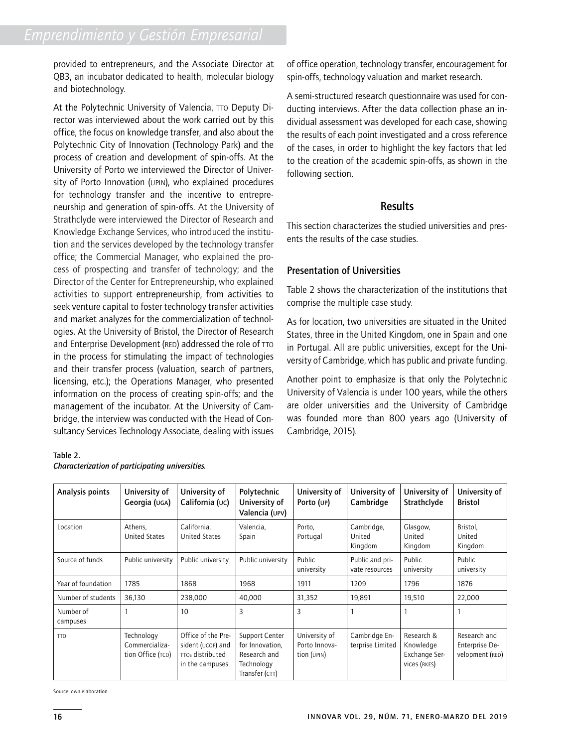provided to entrepreneurs, and the Associate Director at QB3, an incubator dedicated to health, molecular biology and biotechnology.

At the Polytechnic University of Valencia, TTO Deputy Director was interviewed about the work carried out by this office, the focus on knowledge transfer, and also about the Polytechnic City of Innovation (Technology Park) and the process of creation and development of spin-offs. At the University of Porto we interviewed the Director of University of Porto Innovation (UPIN), who explained procedures for technology transfer and the incentive to entrepreneurship and generation of spin-offs. At the University of Strathclyde were interviewed the Director of Research and Knowledge Exchange Services, who introduced the institution and the services developed by the technology transfer office; the Commercial Manager, who explained the process of prospecting and transfer of technology; and the Director of the Center for Entrepreneurship, who explained activities to support entrepreneurship, from activities to seek venture capital to foster technology transfer activities and market analyzes for the commercialization of technologies. At the University of Bristol, the Director of Research and Enterprise Development (RED) addressed the role of TTO in the process for stimulating the impact of technologies and their transfer process (valuation, search of partners, licensing, etc.); the Operations Manager, who presented information on the process of creating spin-offs; and the management of the incubator. At the University of Cambridge, the interview was conducted with the Head of Consultancy Services Technology Associate, dealing with issues of office operation, technology transfer, encouragement for spin-offs, technology valuation and market research.

A semi-structured research questionnaire was used for conducting interviews. After the data collection phase an individual assessment was developed for each case, showing the results of each point investigated and a cross reference of the cases, in order to highlight the key factors that led to the creation of the academic spin-offs, as shown in the following section.

## Results

This section characterizes the studied universities and presents the results of the case studies.

### Presentation of Universities

Table 2 shows the characterization of the institutions that comprise the multiple case study.

As for location, two universities are situated in the United States, three in the United Kingdom, one in Spain and one in Portugal. All are public universities, except for the University of Cambridge, which has public and private funding.

Another point to emphasize is that only the Polytechnic University of Valencia is under 100 years, while the others are older universities and the University of Cambridge was founded more than 800 years ago (University of Cambridge, 2015).

Table 2.
*Characterization of participating universities.*

| Analysis points | University of Georgia (UGA) | University of California (UC) | Polytechnic University of Valencia (UPV) | University of Porto (UP) | University of Cambridge | University of Strathclyde | University of Bristol |
|---|---|---|---|---|---|---|---|
| Location | Athens, United States | California, United States | Valencia, Spain | Porto, Portugal | Cambridge, United Kingdom | Glasgow, United Kingdom | Bristol, United Kingdom |
| Source of funds | Public university | Public university | Public university | Public university | Public and private resources | Public university | Public university |
| Year of foundation | 1785 | 1868 | 1968 | 1911 | 1209 | 1796 | 1876 |
| Number of students | 36,130 | 238,000 | 40,000 | 31,352 | 19,891 | 19,510 | 22,000 |
| Number of campuses | 1 | 10 | 3 | 3 | 1 | 1 | 1 |
| TTO | Technology Commercialization Office (TCO) | Office of the President (UCOP) and TTOs distributed in the campuses | Support Center for Innovation, Research and Technology Transfer (CTT) | University of Porto Innovation (UPIN) | Cambridge Enterprise Limited | Research & Knowledge Exchange Services (RKES) | Research and Enterprise Development (RED) |

Source: own elaboration.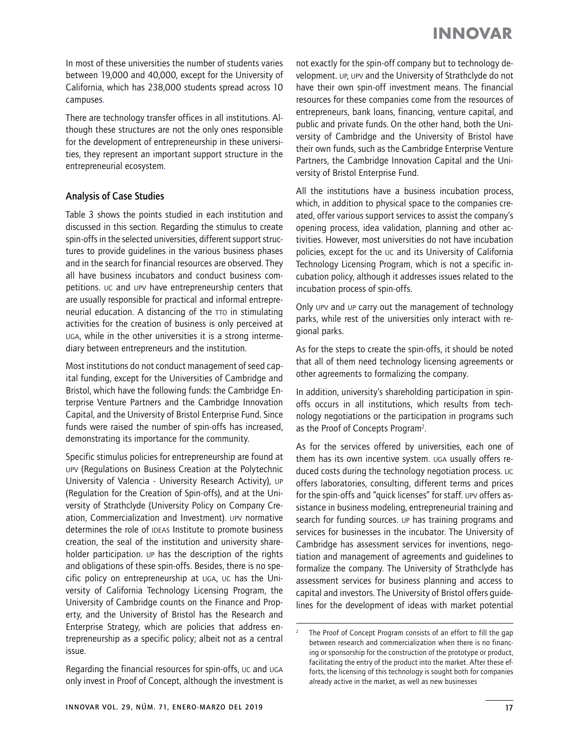In most of these universities the number of students varies between 19,000 and 40,000, except for the University of California, which has 238,000 students spread across 10 campuses.

There are technology transfer offices in all institutions. Although these structures are not the only ones responsible for the development of entrepreneurship in these universities, they represent an important support structure in the entrepreneurial ecosystem.

## Analysis of Case Studies

Table 3 shows the points studied in each institution and discussed in this section. Regarding the stimulus to create spin-offs in the selected universities, different support structures to provide guidelines in the various business phases and in the search for financial resources are observed. They all have business incubators and conduct business competitions. UC and UPV have entrepreneurship centers that are usually responsible for practical and informal entrepreneurial education. A distancing of the TTO in stimulating activities for the creation of business is only perceived at UGA, while in the other universities it is a strong intermediary between entrepreneurs and the institution.

Most institutions do not conduct management of seed capital funding, except for the Universities of Cambridge and Bristol, which have the following funds: the Cambridge Enterprise Venture Partners and the Cambridge Innovation Capital, and the University of Bristol Enterprise Fund. Since funds were raised the number of spin-offs has increased, demonstrating its importance for the community.

Specific stimulus policies for entrepreneurship are found at UPV (Regulations on Business Creation at the Polytechnic University of Valencia - University Research Activity), UP (Regulation for the Creation of Spin-offs), and at the University of Strathclyde (University Policy on Company Creation, Commercialization and Investment). UPV normative determines the role of IDEAS Institute to promote business creation, the seal of the institution and university shareholder participation. UP has the description of the rights and obligations of these spin-offs. Besides, there is no specific policy on entrepreneurship at UGA, UC has the University of California Technology Licensing Program, the University of Cambridge counts on the Finance and Property, and the University of Bristol has the Research and Enterprise Strategy, which are policies that address entrepreneurship as a specific policy; albeit not as a central issue.

Regarding the financial resources for spin-offs, UC and UGA only invest in Proof of Concept, although the investment is not exactly for the spin-off company but to technology development. UP, UPV and the University of Strathclyde do not have their own spin-off investment means. The financial resources for these companies come from the resources of entrepreneurs, bank loans, financing, venture capital, and public and private funds. On the other hand, both the University of Cambridge and the University of Bristol have their own funds, such as the Cambridge Enterprise Venture Partners, the Cambridge Innovation Capital and the University of Bristol Enterprise Fund.

All the institutions have a business incubation process, which, in addition to physical space to the companies created, offer various support services to assist the company's opening process, idea validation, planning and other activities. However, most universities do not have incubation policies, except for the UC and its University of California Technology Licensing Program, which is not a specific incubation policy, although it addresses issues related to the incubation process of spin-offs.

Only UPV and UP carry out the management of technology parks, while rest of the universities only interact with regional parks.

As for the steps to create the spin-offs, it should be noted that all of them need technology licensing agreements or other agreements to formalizing the company.

In addition, university's shareholding participation in spin-offs occurs in all institutions, which results from technology negotiations or the participation in programs such as the Proof of Concepts Program[2].

As for the services offered by universities, each one of them has its own incentive system. UGA usually offers reduced costs during the technology negotiation process. UC offers laboratories, consulting, different terms and prices for the spin-offs and "quick licenses" for staff. UPV offers assistance in business modeling, entrepreneurial training and search for funding sources. UP has training programs and services for businesses in the incubator. The University of Cambridge has assessment services for inventions, negotiation and management of agreements and guidelines to formalize the company. The University of Strathclyde has assessment services for business planning and access to capital and investors. The University of Bristol offers guidelines for the development of ideas with market potential

[2] The Proof of Concept Program consists of an effort to fill the gap between research and commercialization when there is no financing or sponsorship for the construction of the prototype or product, facilitating the entry of the product into the market. After these efforts, the licensing of this technology is sought both for companies already active in the market, as well as new businesses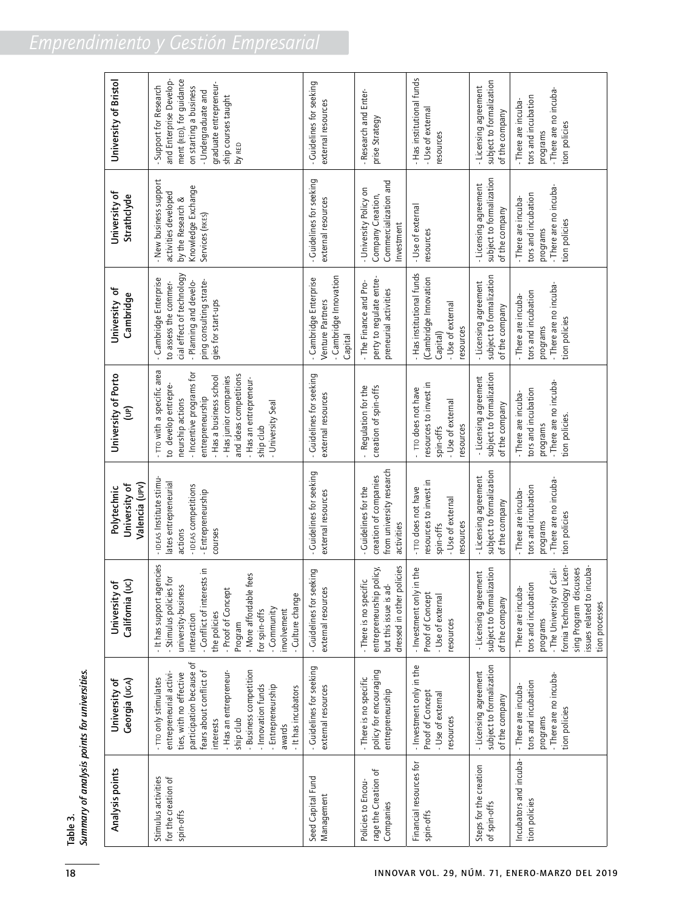**Table 3.**
*Summary of analysis points for universities.*

| Analysis points | University of Georgia (UGA) | University of California (UC) | Polytechnic University of Valencia (UPV) | University of Porto (UP) | University of Cambridge | University of Strathclyde | University of Bristol |
|---|---|---|---|---|---|---|---|
| Stimulus activities for the creation of spin-offs | - TTO only stimulates entrepreneurial activities, with no effective participation because of fears about conflict of interests<br>- Has an entrepreneurship club<br>- Business competition<br>- Innovation funds<br>- Entrepreneurship awards<br>- It has incubators | - It has support agencies<br>- Stimulus policies for university-business interaction<br>- Conflict of interests in the policies<br>- Proof of Concept Program<br>- More affordable fees for spin-offs<br>- Community involvement<br>- Culture change | - IDEAS Institute stimulates entrepreneurial actions<br>- IDEAS competitions<br>- Entrepreneurship courses | - TTO with a specific area to develop entrepreneurship actions<br>- Incentive programs for entrepreneurship<br>- Has a business school<br>- Has junior companies and ideas competitions<br>- Has an entrepreneurship club<br>- University Seal | - Cambridge Enterprise to assess the commercial effect of technology<br>- Planning and developing consulting strategies for start-ups | - New business support activities developed by the Research & Knowledge Exchange Services (RKES) | - Support for Research and Enterprise Development (RED), for guidance on starting a business<br>- Undergraduate and graduate entrepreneurship courses taught by RED |
| Seed Capital Fund Management | - Guidelines for seeking external resources | - Guidelines for seeking external resources | - Guidelines for seeking external resources | - Guidelines for seeking external resources | - Cambridge Enterprise Venture Partners<br>- Cambridge Innovation Capital | - Guidelines for seeking external resources | - Guidelines for seeking external resources |
| Policies to Encourage the Creation of Companies | - There is no specific policy for encouraging entrepreneurship | - There is no specific entrepreneurship policy, but this issue is addressed in other policies | - Guidelines for the creation of companies from university research activities | - Regulation for the creation of spin-offs | - The Finance and Property to regulate entrepreneurial activities | - University Policy on Company Creation, Commercialization and Investment | - Research and Enterprise Strategy |
| Financial resources for spin-offs | - Investment only in the Proof of Concept<br>- Use of external resources | - Investment only in the Proof of Concept<br>- Use of external resources | - TTO does not have resources to invest in spin-offs<br>- Use of external resources | - TTO does not have resources to invest in spin-offs<br>- Use of external resources | - Has institutional funds (Cambridge Innovation Capital)<br>- Use of external resources | - Use of external resources | - Has institutional funds<br>- Use of external resources |
| Steps for the creation of spin-offs | - Licensing agreement subject to formalization of the company | - Licensing agreement subject to formalization of the company | - Licensing agreement subject to formalization of the company | - Licensing agreement subject to formalization of the company | - Licensing agreement subject to formalization of the company | - Licensing agreement subject to formalization of the company | - Licensing agreement subject to formalization of the company |
| Incubators and incubation policies | - There are incubators and incubation programs<br>- There are no incubation policies | - There are incubators and incubation programs<br>- The University of California Technology Licensing Program discusses issues related to incubation processes | - There are incubators and incubation programs<br>- There are no incubation policies | - There are incubators and incubation programs<br>- There are no incubation policies. | - There are incubators and incubation programs<br>- There are no incubation policies | - There are incubators and incubation programs<br>- There are no incubation policies | - There are incubators and incubation programs<br>- There are no incubation policies |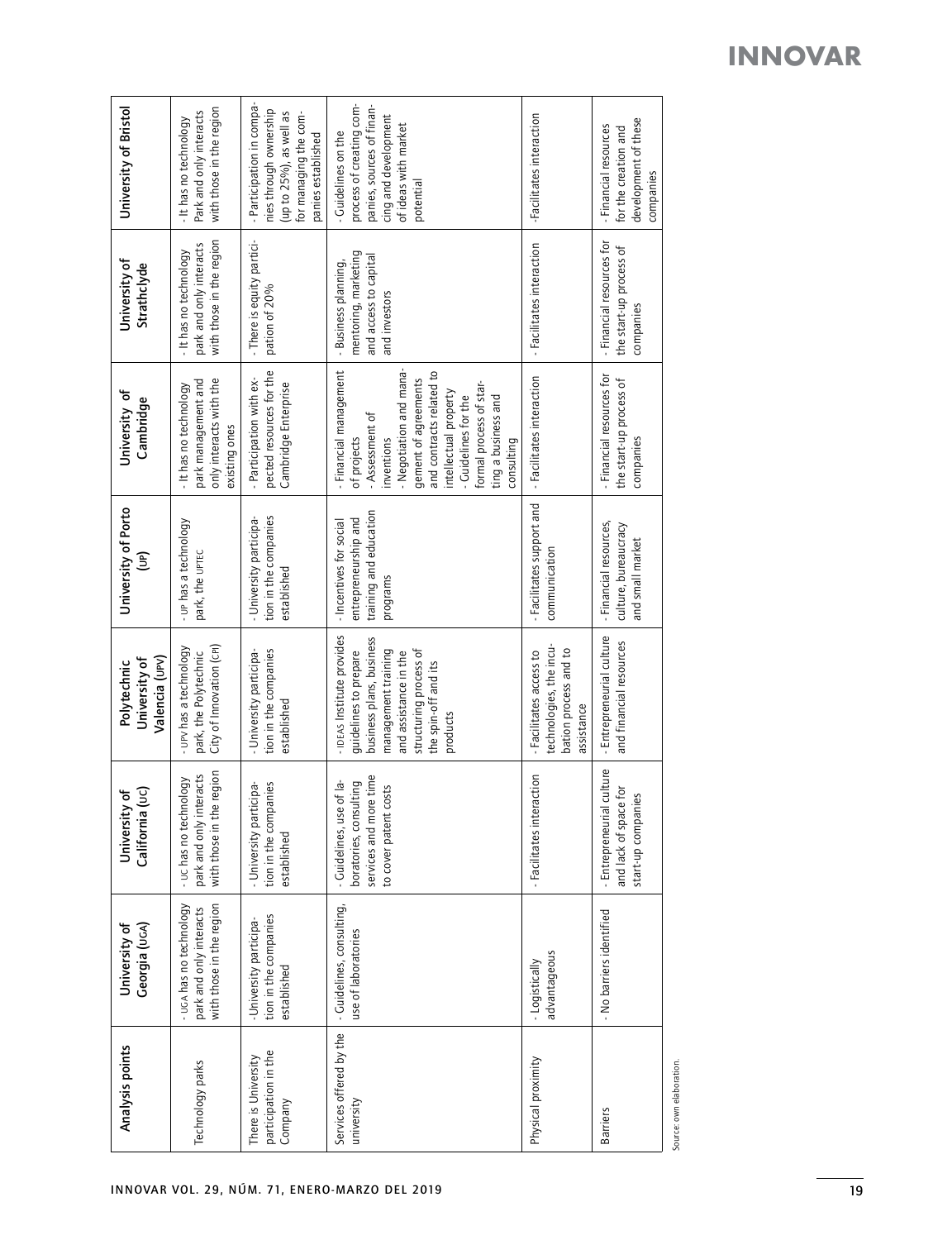| Analysis points | University of Georgia (UGA) | University of California (UC) | Polytechnic University of Valencia (UPV) | University of Porto (UP) | University of Cambridge | University of Strathclyde | University of Bristol |
|---|---|---|---|---|---|---|---|
| Technology parks | - UGA has no technology park and only interacts with those in the region | - UC has no technology park and only interacts with those in the region | - UPV has a technology park, the Polytechnic City of Innovation (CPI) | - UP has a technology park, the UPTEC | - It has no technology park management and only interacts with the existing ones | - It has no technology park and only interacts with those in the region | - It has no technology Park and only interacts with those in the region |
| There is University participation in the Company | -University participation in the companies established | - University participation in the companies established | - University participation in the companies established | -University participation in the companies established | - Participation with expected resources for the Cambridge Enterprise | - There is equity participation of 20% | - Participation in companies through ownership (up to 25%), as well as for managing the companies established |
| Services offered by the university | - Guidelines, consulting, use of laboratories | - Guidelines, use of laboratories, consulting services and more time to cover patent costs | - IDEAS Institute provides guidelines to prepare business plans, business management training and assistance in the structuring process of the spin-off and its products | - Incentives for social entrepreneurship and training and education programs | - Financial management of projects<br>- Assessment of inventions<br>- Negotiation and management of agreements and contracts related to intellectual property<br>- Guidelines for the formal process of starting a business and consulting | - Business planning, mentoring, marketing and access to capital and investors | - Guidelines on the process of creating companies, sources of financing and development of ideas with market potential |
| Physical proximity | - Logistically advantageous | - Facilitates interaction | - Facilitates access to technologies, the incubation process and to assistance | - Facilitates support and communication | - Facilitates interaction | - Facilitates interaction | -Facilitates interaction |
| Barriers | - No barriers identified | - Entrepreneurial culture and lack of space for start-up companies | - Entrepreneurial culture and financial resources | - Financial resources, culture, bureaucracy and small market | - Financial resources for the start-up process of companies | - Financial resources for the start-up process of companies | - Financial resources for the creation and development of these companies |

Source: own elaboration.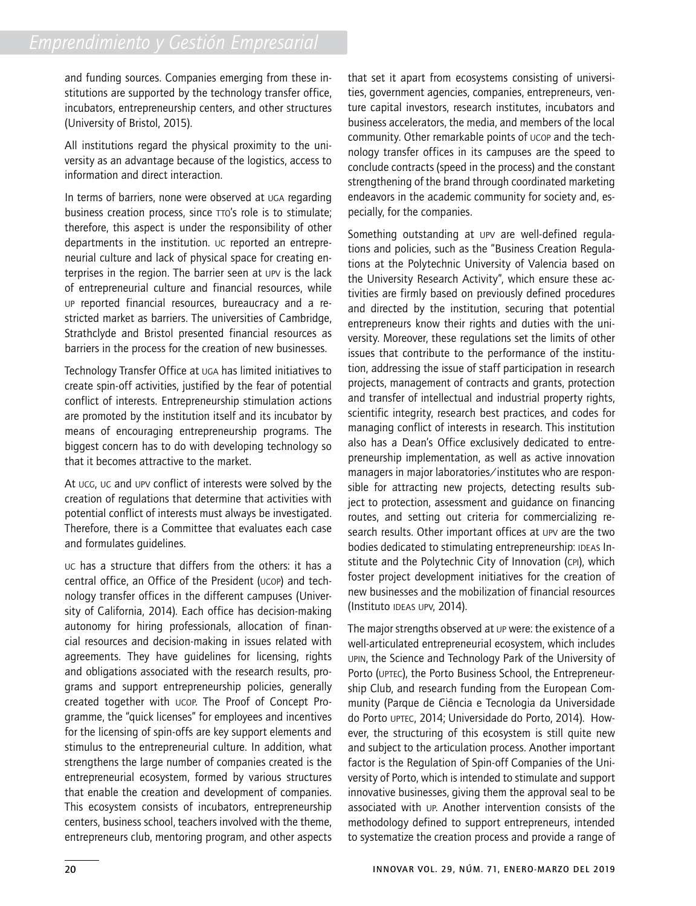and funding sources. Companies emerging from these institutions are supported by the technology transfer office, incubators, entrepreneurship centers, and other structures (University of Bristol, 2015).

All institutions regard the physical proximity to the university as an advantage because of the logistics, access to information and direct interaction.

In terms of barriers, none were observed at UGA regarding business creation process, since TTO's role is to stimulate; therefore, this aspect is under the responsibility of other departments in the institution. UC reported an entrepreneurial culture and lack of physical space for creating enterprises in the region. The barrier seen at UPV is the lack of entrepreneurial culture and financial resources, while UP reported financial resources, bureaucracy and a restricted market as barriers. The universities of Cambridge, Strathclyde and Bristol presented financial resources as barriers in the process for the creation of new businesses.

Technology Transfer Office at UGA has limited initiatives to create spin-off activities, justified by the fear of potential conflict of interests. Entrepreneurship stimulation actions are promoted by the institution itself and its incubator by means of encouraging entrepreneurship programs. The biggest concern has to do with developing technology so that it becomes attractive to the market.

At UCG, UC and UPV conflict of interests were solved by the creation of regulations that determine that activities with potential conflict of interests must always be investigated. Therefore, there is a Committee that evaluates each case and formulates guidelines.

UC has a structure that differs from the others: it has a central office, an Office of the President (UCOP) and technology transfer offices in the different campuses (University of California, 2014). Each office has decision-making autonomy for hiring professionals, allocation of financial resources and decision-making in issues related with agreements. They have guidelines for licensing, rights and obligations associated with the research results, programs and support entrepreneurship policies, generally created together with UCOP. The Proof of Concept Programme, the "quick licenses" for employees and incentives for the licensing of spin-offs are key support elements and stimulus to the entrepreneurial culture. In addition, what strengthens the large number of companies created is the entrepreneurial ecosystem, formed by various structures that enable the creation and development of companies. This ecosystem consists of incubators, entrepreneurship centers, business school, teachers involved with the theme, entrepreneurs club, mentoring program, and other aspects that set it apart from ecosystems consisting of universities, government agencies, companies, entrepreneurs, venture capital investors, research institutes, incubators and business accelerators, the media, and members of the local community. Other remarkable points of UCOP and the technology transfer offices in its campuses are the speed to conclude contracts (speed in the process) and the constant strengthening of the brand through coordinated marketing endeavors in the academic community for society and, especially, for the companies.

Something outstanding at UPV are well-defined regulations and policies, such as the "Business Creation Regulations at the Polytechnic University of Valencia based on the University Research Activity", which ensure these activities are firmly based on previously defined procedures and directed by the institution, securing that potential entrepreneurs know their rights and duties with the university. Moreover, these regulations set the limits of other issues that contribute to the performance of the institution, addressing the issue of staff participation in research projects, management of contracts and grants, protection and transfer of intellectual and industrial property rights, scientific integrity, research best practices, and codes for managing conflict of interests in research. This institution also has a Dean's Office exclusively dedicated to entrepreneurship implementation, as well as active innovation managers in major laboratories/institutes who are responsible for attracting new projects, detecting results subject to protection, assessment and guidance on financing routes, and setting out criteria for commercializing research results. Other important offices at UPV are the two bodies dedicated to stimulating entrepreneurship: IDEAS Institute and the Polytechnic City of Innovation (CPI), which foster project development initiatives for the creation of new businesses and the mobilization of financial resources (Instituto IDEAS UPV, 2014).

The major strengths observed at UP were: the existence of a well-articulated entrepreneurial ecosystem, which includes UPIN, the Science and Technology Park of the University of Porto (UPTEC), the Porto Business School, the Entrepreneurship Club, and research funding from the European Community (Parque de Ciência e Tecnologia da Universidade do Porto UPTEC, 2014; Universidade do Porto, 2014). However, the structuring of this ecosystem is still quite new and subject to the articulation process. Another important factor is the Regulation of Spin-off Companies of the University of Porto, which is intended to stimulate and support innovative businesses, giving them the approval seal to be associated with UP. Another intervention consists of the methodology defined to support entrepreneurs, intended to systematize the creation process and provide a range of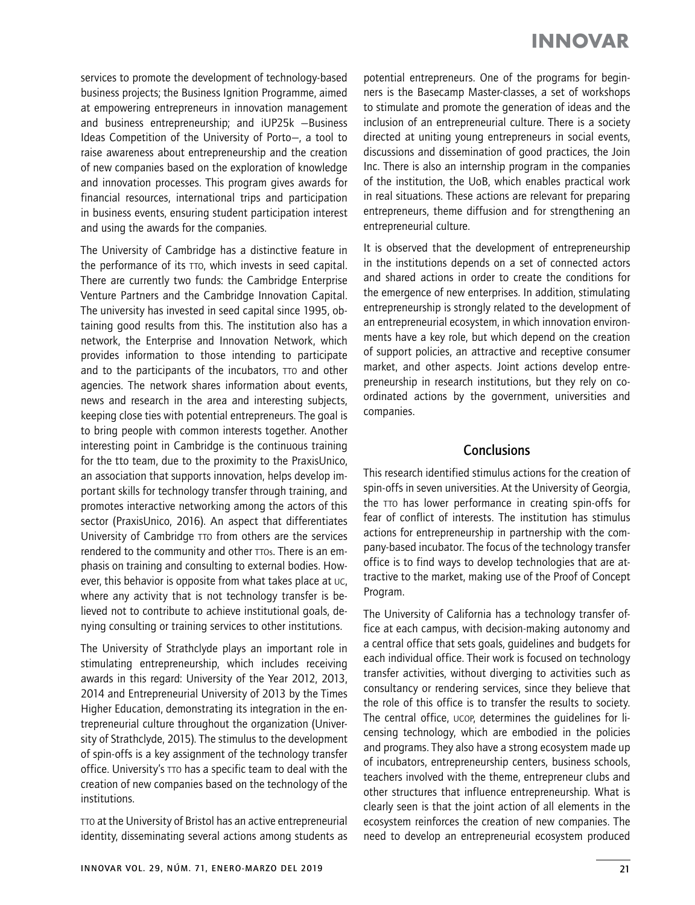services to promote the development of technology-based business projects; the Business Ignition Programme, aimed at empowering entrepreneurs in innovation management and business entrepreneurship; and iUP25k —Business Ideas Competition of the University of Porto—, a tool to raise awareness about entrepreneurship and the creation of new companies based on the exploration of knowledge and innovation processes. This program gives awards for financial resources, international trips and participation in business events, ensuring student participation interest and using the awards for the companies.

The University of Cambridge has a distinctive feature in the performance of its TTO, which invests in seed capital. There are currently two funds: the Cambridge Enterprise Venture Partners and the Cambridge Innovation Capital. The university has invested in seed capital since 1995, obtaining good results from this. The institution also has a network, the Enterprise and Innovation Network, which provides information to those intending to participate and to the participants of the incubators, TTO and other agencies. The network shares information about events, news and research in the area and interesting subjects, keeping close ties with potential entrepreneurs. The goal is to bring people with common interests together. Another interesting point in Cambridge is the continuous training for the tto team, due to the proximity to the PraxisUnico, an association that supports innovation, helps develop important skills for technology transfer through training, and promotes interactive networking among the actors of this sector (PraxisUnico, 2016). An aspect that differentiates University of Cambridge TTO from others are the services rendered to the community and other TTOs. There is an emphasis on training and consulting to external bodies. However, this behavior is opposite from what takes place at UC, where any activity that is not technology transfer is believed not to contribute to achieve institutional goals, denying consulting or training services to other institutions.

The University of Strathclyde plays an important role in stimulating entrepreneurship, which includes receiving awards in this regard: University of the Year 2012, 2013, 2014 and Entrepreneurial University of 2013 by the Times Higher Education, demonstrating its integration in the entrepreneurial culture throughout the organization (University of Strathclyde, 2015). The stimulus to the development of spin-offs is a key assignment of the technology transfer office. University's TTO has a specific team to deal with the creation of new companies based on the technology of the institutions.

TTO at the University of Bristol has an active entrepreneurial identity, disseminating several actions among students as potential entrepreneurs. One of the programs for beginners is the Basecamp Master-classes, a set of workshops to stimulate and promote the generation of ideas and the inclusion of an entrepreneurial culture. There is a society directed at uniting young entrepreneurs in social events, discussions and dissemination of good practices, the Join Inc. There is also an internship program in the companies of the institution, the UoB, which enables practical work in real situations. These actions are relevant for preparing entrepreneurs, theme diffusion and for strengthening an entrepreneurial culture.

It is observed that the development of entrepreneurship in the institutions depends on a set of connected actors and shared actions in order to create the conditions for the emergence of new enterprises. In addition, stimulating entrepreneurship is strongly related to the development of an entrepreneurial ecosystem, in which innovation environments have a key role, but which depend on the creation of support policies, an attractive and receptive consumer market, and other aspects. Joint actions develop entrepreneurship in research institutions, but they rely on coordinated actions by the government, universities and companies.

## Conclusions

This research identified stimulus actions for the creation of spin-offs in seven universities. At the University of Georgia, the TTO has lower performance in creating spin-offs for fear of conflict of interests. The institution has stimulus actions for entrepreneurship in partnership with the company-based incubator. The focus of the technology transfer office is to find ways to develop technologies that are attractive to the market, making use of the Proof of Concept Program.

The University of California has a technology transfer office at each campus, with decision-making autonomy and a central office that sets goals, guidelines and budgets for each individual office. Their work is focused on technology transfer activities, without diverging to activities such as consultancy or rendering services, since they believe that the role of this office is to transfer the results to society. The central office, UCOP, determines the guidelines for licensing technology, which are embodied in the policies and programs. They also have a strong ecosystem made up of incubators, entrepreneurship centers, business schools, teachers involved with the theme, entrepreneur clubs and other structures that influence entrepreneurship. What is clearly seen is that the joint action of all elements in the ecosystem reinforces the creation of new companies. The need to develop an entrepreneurial ecosystem produced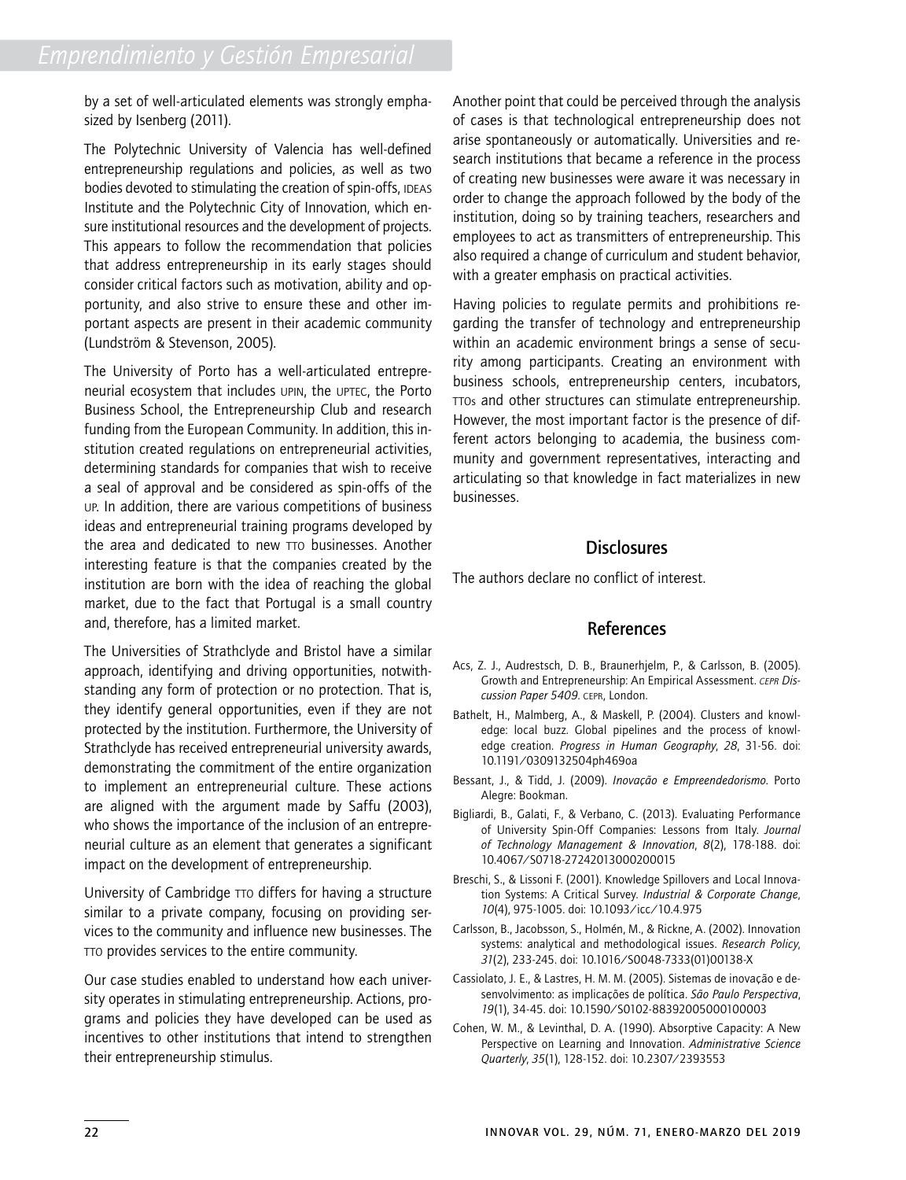by a set of well-articulated elements was strongly emphasized by Isenberg (2011).

The Polytechnic University of Valencia has well-defined entrepreneurship regulations and policies, as well as two bodies devoted to stimulating the creation of spin-offs, IDEAS Institute and the Polytechnic City of Innovation, which ensure institutional resources and the development of projects. This appears to follow the recommendation that policies that address entrepreneurship in its early stages should consider critical factors such as motivation, ability and opportunity, and also strive to ensure these and other important aspects are present in their academic community (Lundström & Stevenson, 2005).

The University of Porto has a well-articulated entrepreneurial ecosystem that includes UPIN, the UPTEC, the Porto Business School, the Entrepreneurship Club and research funding from the European Community. In addition, this institution created regulations on entrepreneurial activities, determining standards for companies that wish to receive a seal of approval and be considered as spin-offs of the UP. In addition, there are various competitions of business ideas and entrepreneurial training programs developed by the area and dedicated to new TTO businesses. Another interesting feature is that the companies created by the institution are born with the idea of reaching the global market, due to the fact that Portugal is a small country and, therefore, has a limited market.

The Universities of Strathclyde and Bristol have a similar approach, identifying and driving opportunities, notwithstanding any form of protection or no protection. That is, they identify general opportunities, even if they are not protected by the institution. Furthermore, the University of Strathclyde has received entrepreneurial university awards, demonstrating the commitment of the entire organization to implement an entrepreneurial culture. These actions are aligned with the argument made by Saffu (2003), who shows the importance of the inclusion of an entrepreneurial culture as an element that generates a significant impact on the development of entrepreneurship.

University of Cambridge TTO differs for having a structure similar to a private company, focusing on providing services to the community and influence new businesses. The TTO provides services to the entire community.

Our case studies enabled to understand how each university operates in stimulating entrepreneurship. Actions, programs and policies they have developed can be used as incentives to other institutions that intend to strengthen their entrepreneurship stimulus.

Another point that could be perceived through the analysis of cases is that technological entrepreneurship does not arise spontaneously or automatically. Universities and research institutions that became a reference in the process of creating new businesses were aware it was necessary in order to change the approach followed by the body of the institution, doing so by training teachers, researchers and employees to act as transmitters of entrepreneurship. This also required a change of curriculum and student behavior, with a greater emphasis on practical activities.

Having policies to regulate permits and prohibitions regarding the transfer of technology and entrepreneurship within an academic environment brings a sense of security among participants. Creating an environment with business schools, entrepreneurship centers, incubators, TTOs and other structures can stimulate entrepreneurship. However, the most important factor is the presence of different actors belonging to academia, the business community and government representatives, interacting and articulating so that knowledge in fact materializes in new businesses.

## Disclosures

The authors declare no conflict of interest.

## References

Acs, Z. J., Audrestsch, D. B., Braunerhjelm, P., & Carlsson, B. (2005). Growth and Entrepreneurship: An Empirical Assessment. *CEPR Discussion Paper 5409*. CEPR, London.

Bathelt, H., Malmberg, A., & Maskell, P. (2004). Clusters and knowledge: local buzz. Global pipelines and the process of knowledge creation. *Progress in Human Geography*, *28*, 31-56. doi: 10.1191/0309132504ph469oa

Bessant, J., & Tidd, J. (2009). *Inovação e Empreendedorismo*. Porto Alegre: Bookman.

Bigliardi, B., Galati, F., & Verbano, C. (2013). Evaluating Performance of University Spin-Off Companies: Lessons from Italy. *Journal of Technology Management & Innovation*, *8*(2), 178-188. doi: 10.4067/S0718-27242013000200015

Breschi, S., & Lissoni F. (2001). Knowledge Spillovers and Local Innovation Systems: A Critical Survey. *Industrial & Corporate Change*, *10*(4), 975-1005. doi: 10.1093/icc/10.4.975

Carlsson, B., Jacobsson, S., Holmén, M., & Rickne, A. (2002). Innovation systems: analytical and methodological issues. *Research Policy*, *31*(2), 233-245. doi: 10.1016/S0048-7333(01)00138-X

Cassiolato, J. E., & Lastres, H. M. M. (2005). Sistemas de inovação e desenvolvimento: as implicações de política. *São Paulo Perspectiva*, *19*(1), 34-45. doi: 10.1590/S0102-88392005000100003

Cohen, W. M., & Levinthal, D. A. (1990). Absorptive Capacity: A New Perspective on Learning and Innovation. *Administrative Science Quarterly*, *35*(1), 128-152. doi: 10.2307/2393553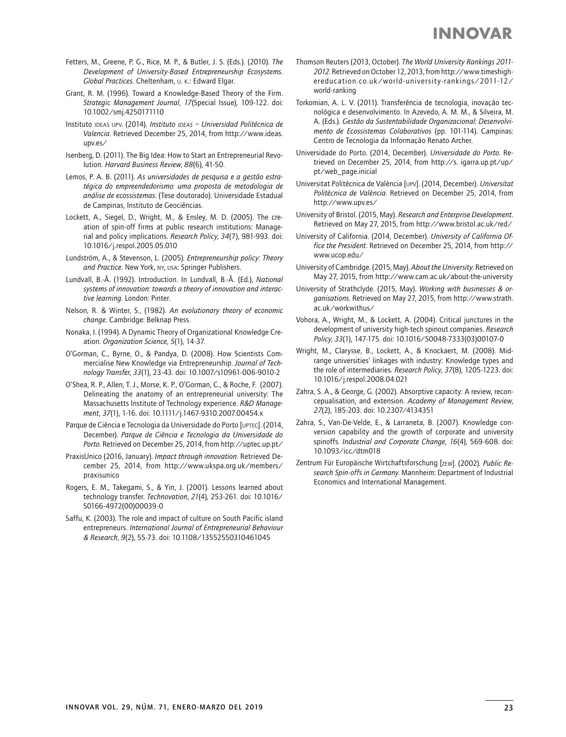Fetters, M., Greene, P. G., Rice, M. P., & Butler, J. S. (Eds.). (2010). *The Development of University-Based Entrepreneurship Ecosystems. Global Practices*. Cheltenham, U. K.: Edward Elgar.

Grant, R. M. (1996). Toward a Knowledge-Based Theory of the Firm. *Strategic Management Journal*, *17*(Special Issue), 109-122. doi: 10.1002/smj.4250171110

Instituto IDEAS UPV. (2014). *Instituto IDEAS – Universidad Politécnica de Valencia*. Retrieved December 25, 2014, from http://www.ideas.upv.es/

Isenberg, D. (2011). The Big Idea: How to Start an Entrepreneurial Revolution. *Harvard Business Review*, *88*(6), 41-50.

Lemos, P. A. B. (2011). *As universidades de pesquisa e a gestão estratégica do empreendedorismo: uma proposta de metodologia de análise de ecossistemas*. (Tese doutorado). Universidade Estadual de Campinas, Instituto de Geociências.

Lockett, A., Siegel, D., Wright, M., & Ensley, M. D. (2005). The creation of spin-off firms at public research institutions: Managerial and policy implications. *Research Policy*, *34*(7), 981-993. doi: 10.1016/j.respol.2005.05.010

Lundström, A., & Stevenson, L. (2005). *Entrepreneurship policy: Theory and Practice*. New York, NY, USA: Springer Publishers.

Lundvall, B.-Å. (1992). Introduction. In Lundvall, B.-Å. (Ed.), *National systems of innovation: towards a theory of innovation and interactive learning*. London: Pinter.

Nelson, R. & Winter, S., (1982). *An evolutionary theory of economic change*. Cambridge: Belknap Press.

Nonaka, I. (1994). A Dynamic Theory of Organizational Knowledge Creation. *Organization Science*, *5*(1), 14-37.

O'Gorman, C., Byrne, O., & Pandya, D. (2008). How Scientists Commercialise New Knowledge via Entrepreneurship. *Journal of Technology Transfer*, *33*(1), 23-43. doi: 10.1007/s10961-006-9010-2

O'Shea, R. P., Allen, T. J., Morse, K. P., O'Gorman, C., & Roche, F. (2007). Delineating the anatomy of an entrepreneurial university: The Massachusetts Institute of Technology experience. *R&D Management*, *37*(1), 1-16. doi: 10.1111/j.1467-9310.2007.00454.x

Parque de Ciência e Tecnologia da Universidade do Porto [UPTEC]. (2014, December). *Parque de Ciência e Tecnologia da Universidade do Porto*. Retrieved on December 25, 2014, from http://uptec.up.pt/

PraxisUnico (2016, January). *Impact through innovation*. Retrieved December 25, 2014, from http://www.ukspa.org.uk/members/praxisunico

Rogers, E. M., Takegami, S., & Yin, J. (2001). Lessons learned about technology transfer. *Technovation*, *21*(4), 253-261. doi: 10.1016/S0166-4972(00)00039-0

Saffu, K. (2003). The role and impact of culture on South Pacific island entrepreneurs. *International Journal of Entrepreneurial Behaviour & Research*, *9*(2), 55-73. doi: 10.1108/13552550310461045

Thomson Reuters (2013, October). *The World University Rankings 2011-2012*. Retrieved on October 12, 2013, from http://www.timeshighereducation.co.uk/world-university-rankings/2011-12/world-ranking

Torkomian, A. L. V. (2011). Transferência de tecnologia, inovação tecnológica e desenvolvimento. In Azevedo, A. M. M., & Silveira, M. A. (Eds.). *Gestão da Sustentabilidade Organizacional: Desenvolvimento de Ecossistemas Colaborativos* (pp. 101-114). Campinas: Centro de Tecnologia da Informação Renato Archer.

Universidade do Porto. (2014, December). *Universidade do Porto*. Retrieved on December 25, 2014, from http://s. igarra.up.pt/up/pt/web_page.inicial

Universitat Politècnica de València [UPV]. (2014, December). *Universitat Politècnica de València*. Retrieved on December 25, 2014, from http://www.upv.es/

University of Bristol. (2015, May). *Research and Enterprise Development*. Retrieved on May 27, 2015, from http://www.bristol.ac.uk/red/

University of California. (2014, December). *University of California Office the President*. Retrieved on December 25, 2014, from http://www.ucop.edu/

University of Cambridge. (2015, May). *About the University*. Retrieved on May 27, 2015, from http://www.cam.ac.uk/about-the-university

University of Strathclyde. (2015, May). *Working with businesses & organisations*. Retrieved on May 27, 2015, from http://www.strath.ac.uk/workwithus/

Vohora, A., Wright, M., & Lockett, A. (2004). Critical junctures in the development of university high-tech spinout companies. *Research Policy*, *33*(1), 147-175. doi: 10.1016/S0048-7333(03)00107-0

Wright, M., Clarysse, B., Lockett, A., & Knockaert, M. (2008). Mid-range universities' linkages with industry: Knowledge types and the role of intermediaries. *Research Policy, 37*(8), 1205-1223. doi: 10.1016/j.respol.2008.04.021

Zahra, S. A., & George, G. (2002). Absorptive capacity: A review, reconcepualisation, and extension. *Academy of Management Review*, *27*(2), 185-203. doi: 10.2307/4134351

Zahra, S., Van-De-Velde, E., & Larraneta, B. (2007). Knowledge conversion capability and the growth of corporate and university spinoffs. *Industrial and Corporate Change*, *16*(4), 569-608. doi: 10.1093/icc/dtm018

Zentrum Für Europäische Wirtschaftsforschung [ZEW]. (2002). *Public Research Spin-offs in Germany*. Mannheim: Department of Industrial Economics and International Management.